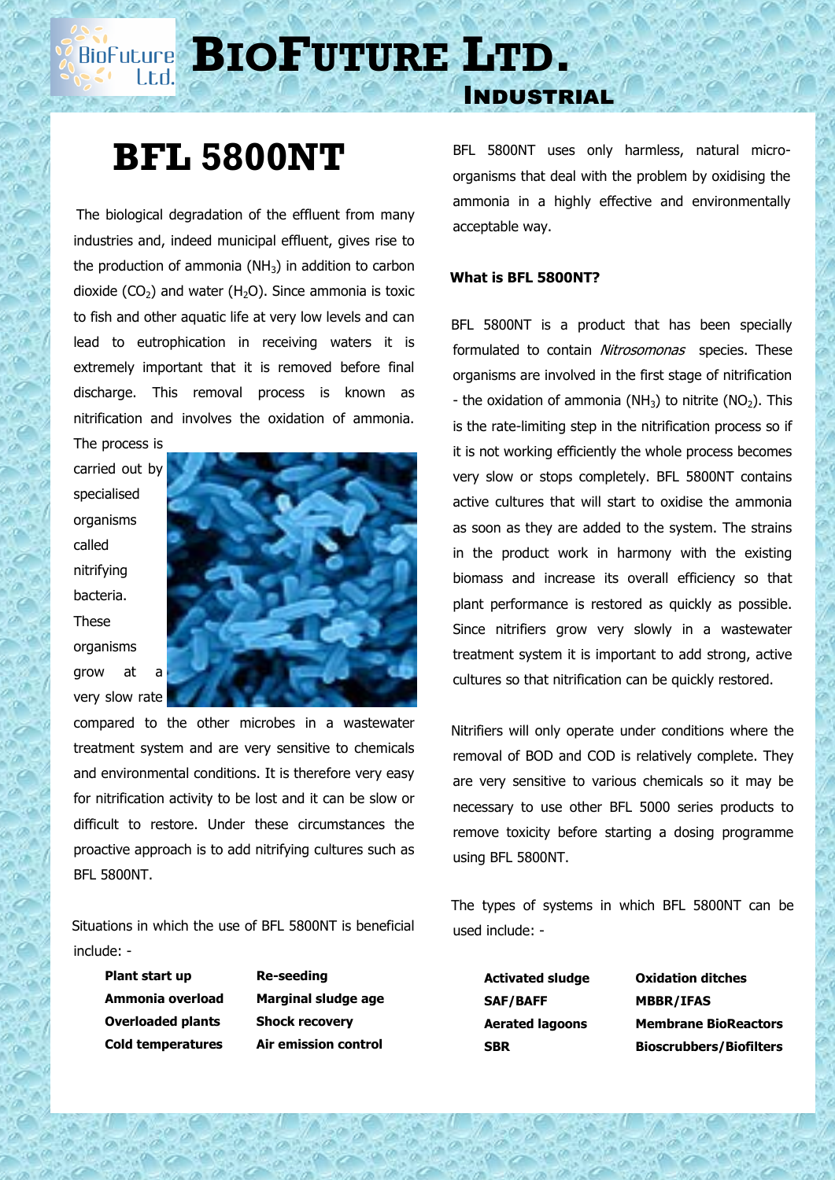# BioFuture Ltd.

## Industrial

# BFL 5800NT

The biological degradation of the effluent from many industries and, indeed municipal effluent, gives rise to the production of ammonia ($NH_3$) in addition to carbon dioxide ($CO_2$) and water ($H_2O$). Since ammonia is toxic to fish and other aquatic life at very low levels and can lead to eutrophication in receiving waters it is extremely important that it is removed before final discharge. This removal process is known as nitrification and involves the oxidation of ammonia. The process is carried out by specialised organisms called nitrifying bacteria. These organisms grow at a very slow rate compared to the other microbes in a wastewater treatment system and are very sensitive to chemicals and environmental conditions. It is therefore very easy for nitrification activity to be lost and it can be slow or difficult to restore. Under these circumstances the proactive approach is to add nitrifying cultures such as BFL 5800NT.

Situations in which the use of BFL 5800NT is beneficial include: -

| | |
|---|---|
| **Plant start up** | **Re-seeding** |
| **Ammonia overload** | **Marginal sludge age** |
| **Overloaded plants** | **Shock recovery** |
| **Cold temperatures** | **Air emission control** |

BFL 5800NT uses only harmless, natural micro-organisms that deal with the problem by oxidising the ammonia in a highly effective and environmentally acceptable way.

**What is BFL 5800NT?**

BFL 5800NT is a product that has been specially formulated to contain *Nitrosomonas* species. These organisms are involved in the first stage of nitrification - the oxidation of ammonia ($NH_3$) to nitrite ($NO_2$). This is the rate-limiting step in the nitrification process so if it is not working efficiently the whole process becomes very slow or stops completely. BFL 5800NT contains active cultures that will start to oxidise the ammonia as soon as they are added to the system. The strains in the product work in harmony with the existing biomass and increase its overall efficiency so that plant performance is restored as quickly as possible. Since nitrifiers grow very slowly in a wastewater treatment system it is important to add strong, active cultures so that nitrification can be quickly restored.

Nitrifiers will only operate under conditions where the removal of BOD and COD is relatively complete. They are very sensitive to various chemicals so it may be necessary to use other BFL 5000 series products to remove toxicity before starting a dosing programme using BFL 5800NT.

The types of systems in which BFL 5800NT can be used include: -

| | |
|---|---|
| **Activated sludge** | **Oxidation ditches** |
| **SAF/BAFF** | **MBBR/IFAS** |
| **Aerated lagoons** | **Membrane BioReactors** |
| **SBR** | **Bioscrubbers/Biofilters** |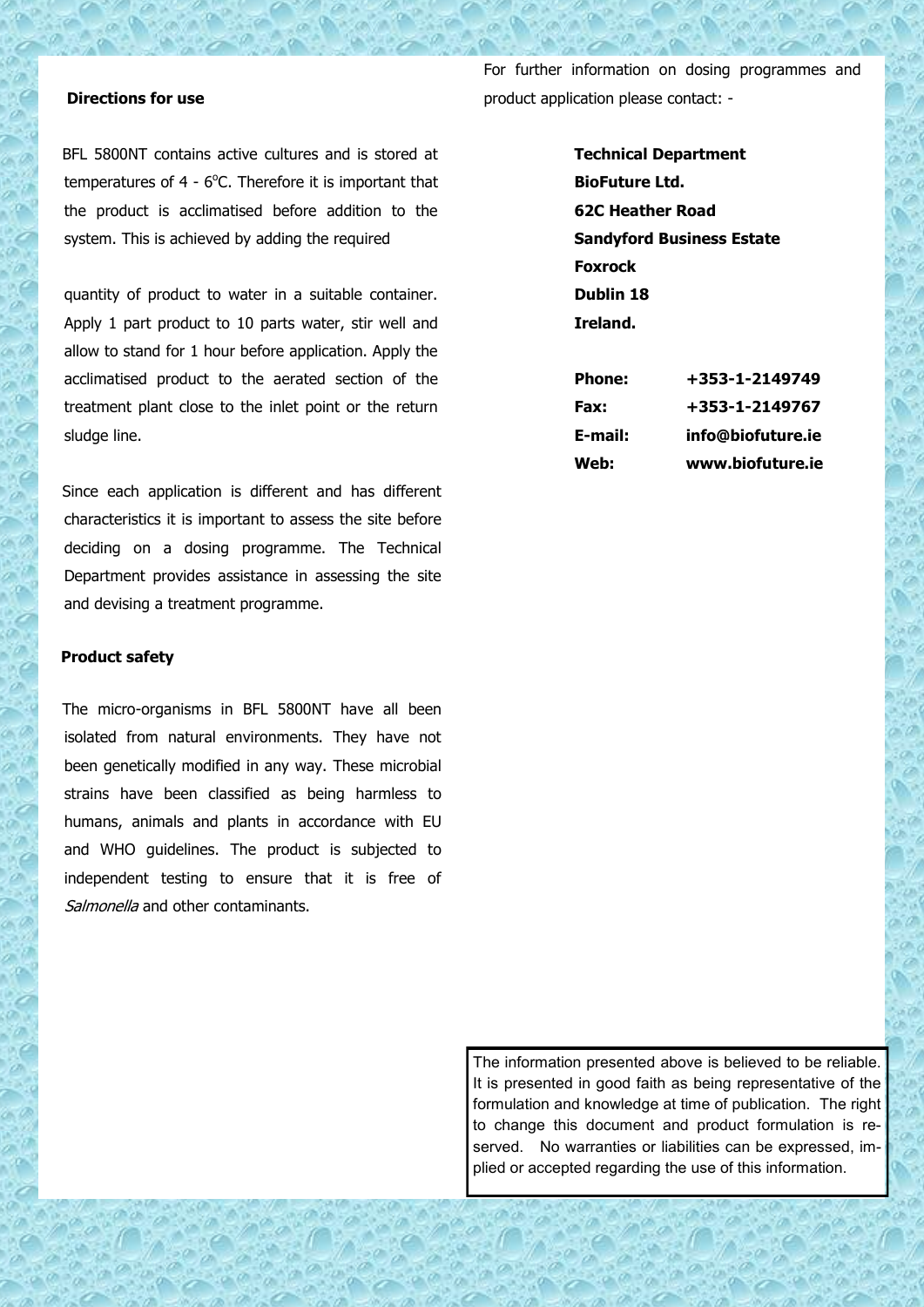## Directions for use

BFL 5800NT contains active cultures and is stored at temperatures of 4 - 6$^{o}$C. Therefore it is important that the product is acclimatised before addition to the system. This is achieved by adding the required quantity of product to water in a suitable container. Apply 1 part product to 10 parts water, stir well and allow to stand for 1 hour before application. Apply the acclimatised product to the aerated section of the treatment plant close to the inlet point or the return sludge line.

Since each application is different and has different characteristics it is important to assess the site before deciding on a dosing programme. The Technical Department provides assistance in assessing the site and devising a treatment programme.

## Product safety

The micro-organisms in BFL 5800NT have all been isolated from natural environments. They have not been genetically modified in any way. These microbial strains have been classified as being harmless to humans, animals and plants in accordance with EU and WHO guidelines. The product is subjected to independent testing to ensure that it is free of *Salmonella* and other contaminants.

For further information on dosing programmes and product application please contact: -

**Technical Department**
**BioFuture Ltd.**
**62C Heather Road**
**Sandyford Business Estate**
**Foxrock**
**Dublin 18**
**Ireland.**

| | |
|---|---|
| **Phone:** | **+353-1-2149749** |
| **Fax:** | **+353-1-2149767** |
| **E-mail:** | **info@biofuture.ie** |
| **Web:** | **www.biofuture.ie** |

The information presented above is believed to be reliable. It is presented in good faith as being representative of the formulation and knowledge at time of publication. The right to change this document and product formulation is reserved. No warranties or liabilities can be expressed, implied or accepted regarding the use of this information.